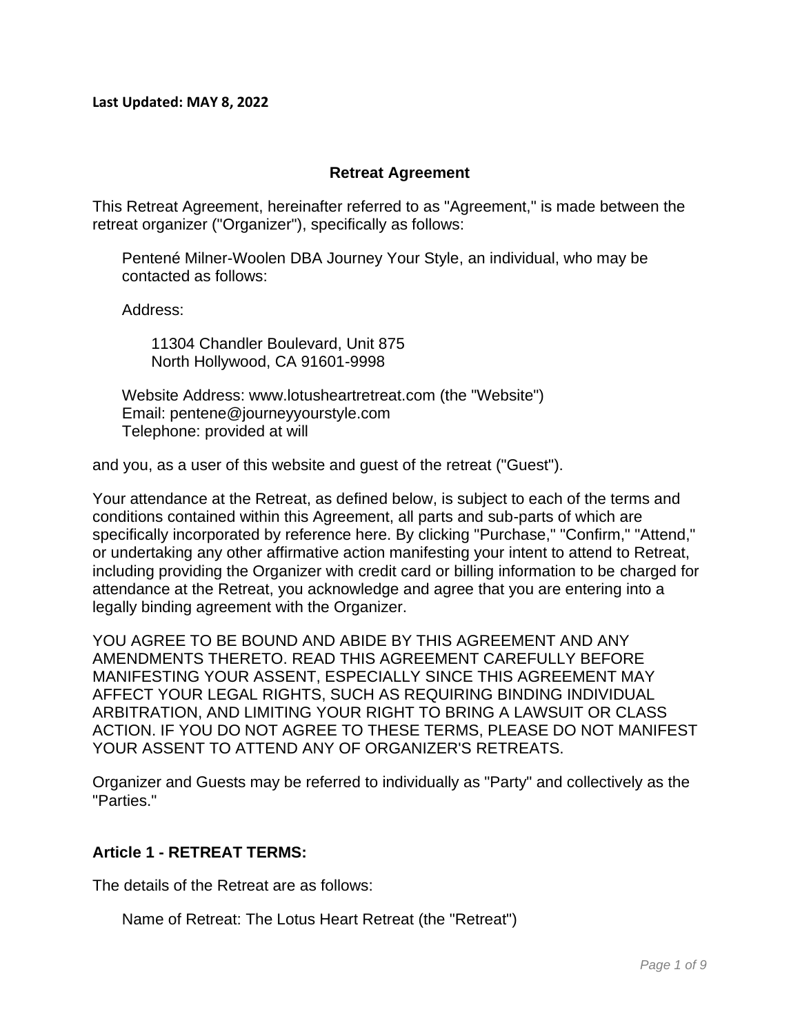**Last Updated: MAY 8, 2022**

## Retreat Agreement

This Retreat Agreement, hereinafter referred to as "Agreement," is made between the retreat organizer ("Organizer"), specifically as follows:

> Pentené Milner-Woolen DBA Journey Your Style, an individual, who may be contacted as follows:
>
> Address:
>
> > 11304 Chandler Boulevard, Unit 875
> > North Hollywood, CA 91601-9998
>
> Website Address: www.lotusheartretreat.com (the "Website")
> Email: pentene@journeyyourstyle.com
> Telephone: provided at will

and you, as a user of this website and guest of the retreat ("Guest").

Your attendance at the Retreat, as defined below, is subject to each of the terms and conditions contained within this Agreement, all parts and sub-parts of which are specifically incorporated by reference here. By clicking "Purchase," "Confirm," "Attend," or undertaking any other affirmative action manifesting your intent to attend to Retreat, including providing the Organizer with credit card or billing information to be charged for attendance at the Retreat, you acknowledge and agree that you are entering into a legally binding agreement with the Organizer.

YOU AGREE TO BE BOUND AND ABIDE BY THIS AGREEMENT AND ANY AMENDMENTS THERETO. READ THIS AGREEMENT CAREFULLY BEFORE MANIFESTING YOUR ASSENT, ESPECIALLY SINCE THIS AGREEMENT MAY AFFECT YOUR LEGAL RIGHTS, SUCH AS REQUIRING BINDING INDIVIDUAL ARBITRATION, AND LIMITING YOUR RIGHT TO BRING A LAWSUIT OR CLASS ACTION. IF YOU DO NOT AGREE TO THESE TERMS, PLEASE DO NOT MANIFEST YOUR ASSENT TO ATTEND ANY OF ORGANIZER'S RETREATS.

Organizer and Guests may be referred to individually as "Party" and collectively as the "Parties."

### Article 1 - RETREAT TERMS:

The details of the Retreat are as follows:

> Name of Retreat: The Lotus Heart Retreat (the "Retreat")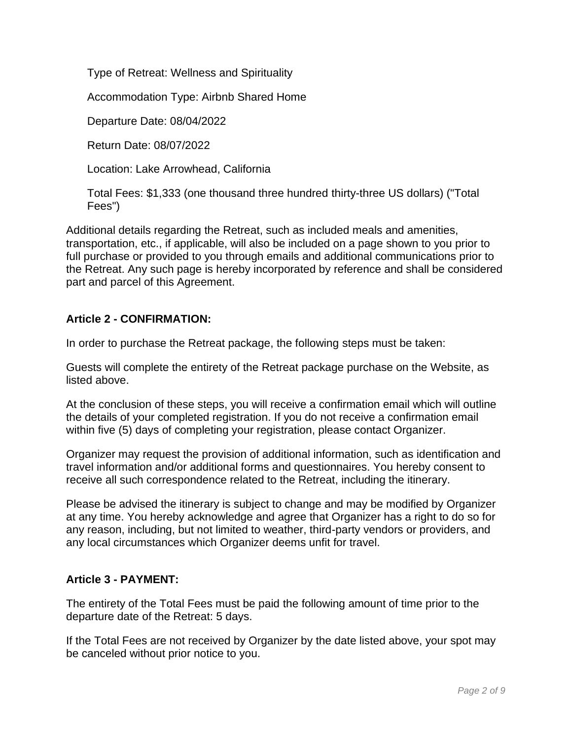Type of Retreat: Wellness and Spirituality

Accommodation Type: Airbnb Shared Home

Departure Date: 08/04/2022

Return Date: 08/07/2022

Location: Lake Arrowhead, California

Total Fees: $1,333 (one thousand three hundred thirty-three US dollars) ("Total Fees")

Additional details regarding the Retreat, such as included meals and amenities, transportation, etc., if applicable, will also be included on a page shown to you prior to full purchase or provided to you through emails and additional communications prior to the Retreat. Any such page is hereby incorporated by reference and shall be considered part and parcel of this Agreement.

**Article 2 - CONFIRMATION:**

In order to purchase the Retreat package, the following steps must be taken:

Guests will complete the entirety of the Retreat package purchase on the Website, as listed above.

At the conclusion of these steps, you will receive a confirmation email which will outline the details of your completed registration. If you do not receive a confirmation email within five (5) days of completing your registration, please contact Organizer.

Organizer may request the provision of additional information, such as identification and travel information and/or additional forms and questionnaires. You hereby consent to receive all such correspondence related to the Retreat, including the itinerary.

Please be advised the itinerary is subject to change and may be modified by Organizer at any time. You hereby acknowledge and agree that Organizer has a right to do so for any reason, including, but not limited to weather, third-party vendors or providers, and any local circumstances which Organizer deems unfit for travel.

**Article 3 - PAYMENT:**

The entirety of the Total Fees must be paid the following amount of time prior to the departure date of the Retreat: 5 days.

If the Total Fees are not received by Organizer by the date listed above, your spot may be canceled without prior notice to you.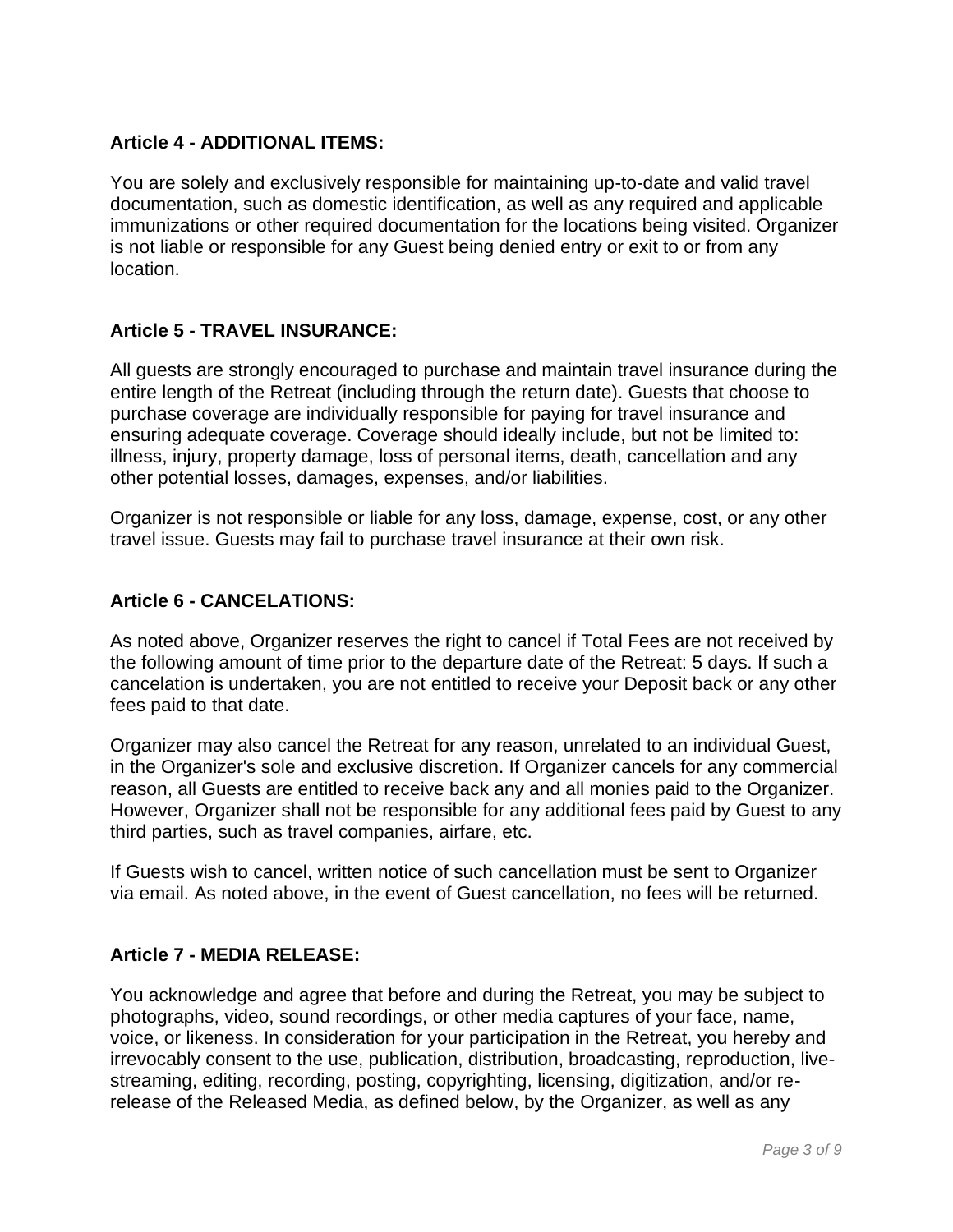**Article 4 - ADDITIONAL ITEMS:**

You are solely and exclusively responsible for maintaining up-to-date and valid travel documentation, such as domestic identification, as well as any required and applicable immunizations or other required documentation for the locations being visited. Organizer is not liable or responsible for any Guest being denied entry or exit to or from any location.

**Article 5 - TRAVEL INSURANCE:**

All guests are strongly encouraged to purchase and maintain travel insurance during the entire length of the Retreat (including through the return date). Guests that choose to purchase coverage are individually responsible for paying for travel insurance and ensuring adequate coverage. Coverage should ideally include, but not be limited to: illness, injury, property damage, loss of personal items, death, cancellation and any other potential losses, damages, expenses, and/or liabilities.

Organizer is not responsible or liable for any loss, damage, expense, cost, or any other travel issue. Guests may fail to purchase travel insurance at their own risk.

**Article 6 - CANCELATIONS:**

As noted above, Organizer reserves the right to cancel if Total Fees are not received by the following amount of time prior to the departure date of the Retreat: 5 days. If such a cancelation is undertaken, you are not entitled to receive your Deposit back or any other fees paid to that date.

Organizer may also cancel the Retreat for any reason, unrelated to an individual Guest, in the Organizer's sole and exclusive discretion. If Organizer cancels for any commercial reason, all Guests are entitled to receive back any and all monies paid to the Organizer. However, Organizer shall not be responsible for any additional fees paid by Guest to any third parties, such as travel companies, airfare, etc.

If Guests wish to cancel, written notice of such cancellation must be sent to Organizer via email. As noted above, in the event of Guest cancellation, no fees will be returned.

**Article 7 - MEDIA RELEASE:**

You acknowledge and agree that before and during the Retreat, you may be subject to photographs, video, sound recordings, or other media captures of your face, name, voice, or likeness. In consideration for your participation in the Retreat, you hereby and irrevocably consent to the use, publication, distribution, broadcasting, reproduction, live-streaming, editing, recording, posting, copyrighting, licensing, digitization, and/or re-release of the Released Media, as defined below, by the Organizer, as well as any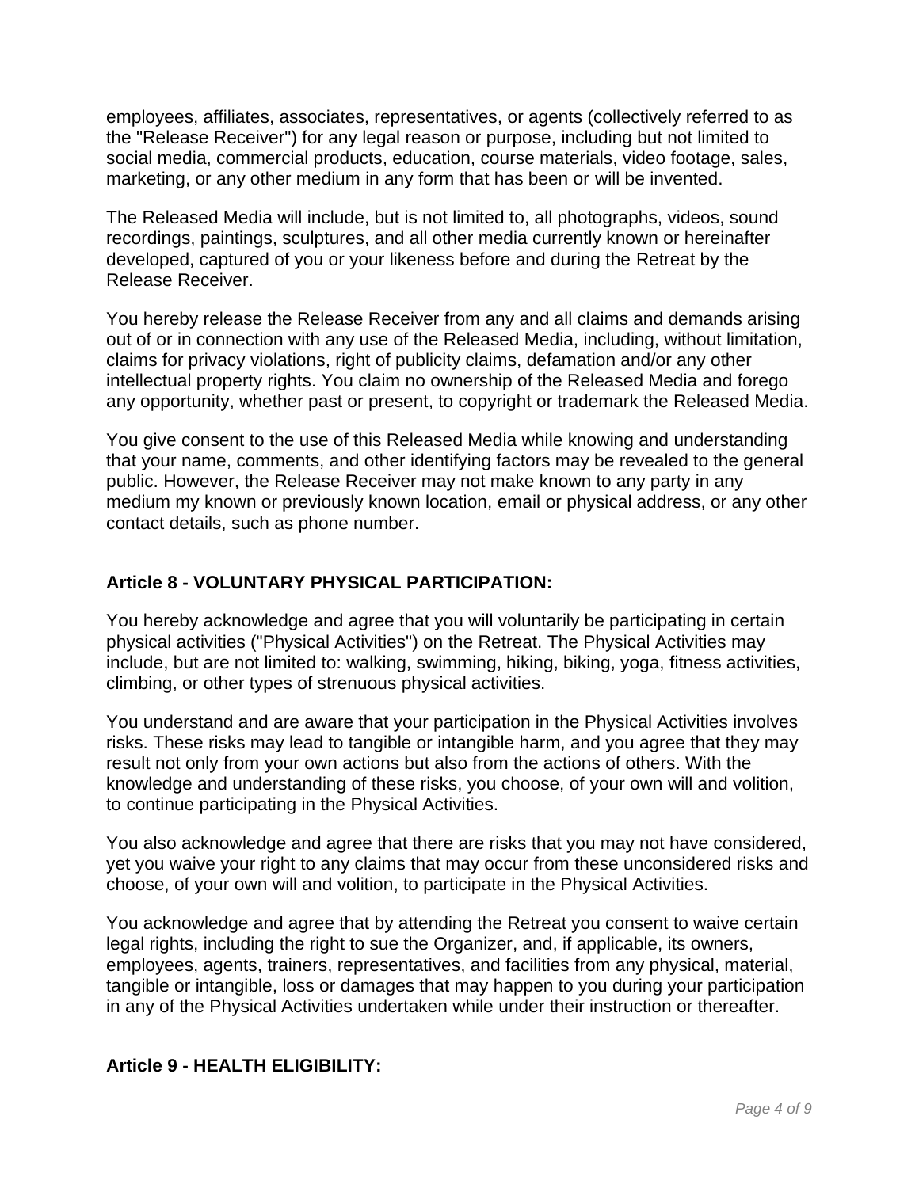employees, affiliates, associates, representatives, or agents (collectively referred to as the "Release Receiver") for any legal reason or purpose, including but not limited to social media, commercial products, education, course materials, video footage, sales, marketing, or any other medium in any form that has been or will be invented.

The Released Media will include, but is not limited to, all photographs, videos, sound recordings, paintings, sculptures, and all other media currently known or hereinafter developed, captured of you or your likeness before and during the Retreat by the Release Receiver.

You hereby release the Release Receiver from any and all claims and demands arising out of or in connection with any use of the Released Media, including, without limitation, claims for privacy violations, right of publicity claims, defamation and/or any other intellectual property rights. You claim no ownership of the Released Media and forego any opportunity, whether past or present, to copyright or trademark the Released Media.

You give consent to the use of this Released Media while knowing and understanding that your name, comments, and other identifying factors may be revealed to the general public. However, the Release Receiver may not make known to any party in any medium my known or previously known location, email or physical address, or any other contact details, such as phone number.

## Article 8 - VOLUNTARY PHYSICAL PARTICIPATION:

You hereby acknowledge and agree that you will voluntarily be participating in certain physical activities ("Physical Activities") on the Retreat. The Physical Activities may include, but are not limited to: walking, swimming, hiking, biking, yoga, fitness activities, climbing, or other types of strenuous physical activities.

You understand and are aware that your participation in the Physical Activities involves risks. These risks may lead to tangible or intangible harm, and you agree that they may result not only from your own actions but also from the actions of others. With the knowledge and understanding of these risks, you choose, of your own will and volition, to continue participating in the Physical Activities.

You also acknowledge and agree that there are risks that you may not have considered, yet you waive your right to any claims that may occur from these unconsidered risks and choose, of your own will and volition, to participate in the Physical Activities.

You acknowledge and agree that by attending the Retreat you consent to waive certain legal rights, including the right to sue the Organizer, and, if applicable, its owners, employees, agents, trainers, representatives, and facilities from any physical, material, tangible or intangible, loss or damages that may happen to you during your participation in any of the Physical Activities undertaken while under their instruction or thereafter.

## Article 9 - HEALTH ELIGIBILITY: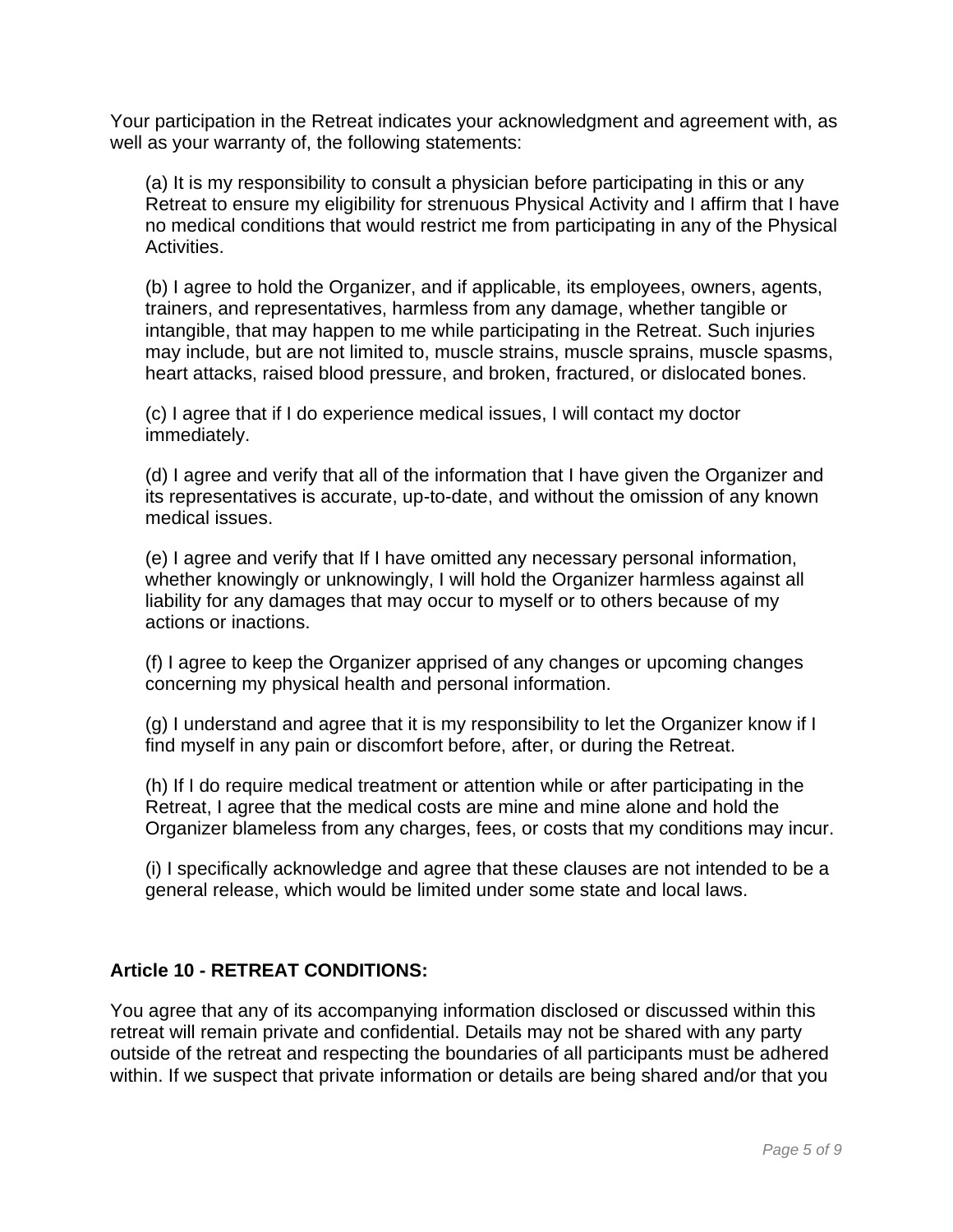Your participation in the Retreat indicates your acknowledgment and agreement with, as well as your warranty of, the following statements:

(a) It is my responsibility to consult a physician before participating in this or any Retreat to ensure my eligibility for strenuous Physical Activity and I affirm that I have no medical conditions that would restrict me from participating in any of the Physical Activities.

(b) I agree to hold the Organizer, and if applicable, its employees, owners, agents, trainers, and representatives, harmless from any damage, whether tangible or intangible, that may happen to me while participating in the Retreat. Such injuries may include, but are not limited to, muscle strains, muscle sprains, muscle spasms, heart attacks, raised blood pressure, and broken, fractured, or dislocated bones.

(c) I agree that if I do experience medical issues, I will contact my doctor immediately.

(d) I agree and verify that all of the information that I have given the Organizer and its representatives is accurate, up-to-date, and without the omission of any known medical issues.

(e) I agree and verify that If I have omitted any necessary personal information, whether knowingly or unknowingly, I will hold the Organizer harmless against all liability for any damages that may occur to myself or to others because of my actions or inactions.

(f) I agree to keep the Organizer apprised of any changes or upcoming changes concerning my physical health and personal information.

(g) I understand and agree that it is my responsibility to let the Organizer know if I find myself in any pain or discomfort before, after, or during the Retreat.

(h) If I do require medical treatment or attention while or after participating in the Retreat, I agree that the medical costs are mine and mine alone and hold the Organizer blameless from any charges, fees, or costs that my conditions may incur.

(i) I specifically acknowledge and agree that these clauses are not intended to be a general release, which would be limited under some state and local laws.

**Article 10 - RETREAT CONDITIONS:**

You agree that any of its accompanying information disclosed or discussed within this retreat will remain private and confidential. Details may not be shared with any party outside of the retreat and respecting the boundaries of all participants must be adhered within. If we suspect that private information or details are being shared and/or that you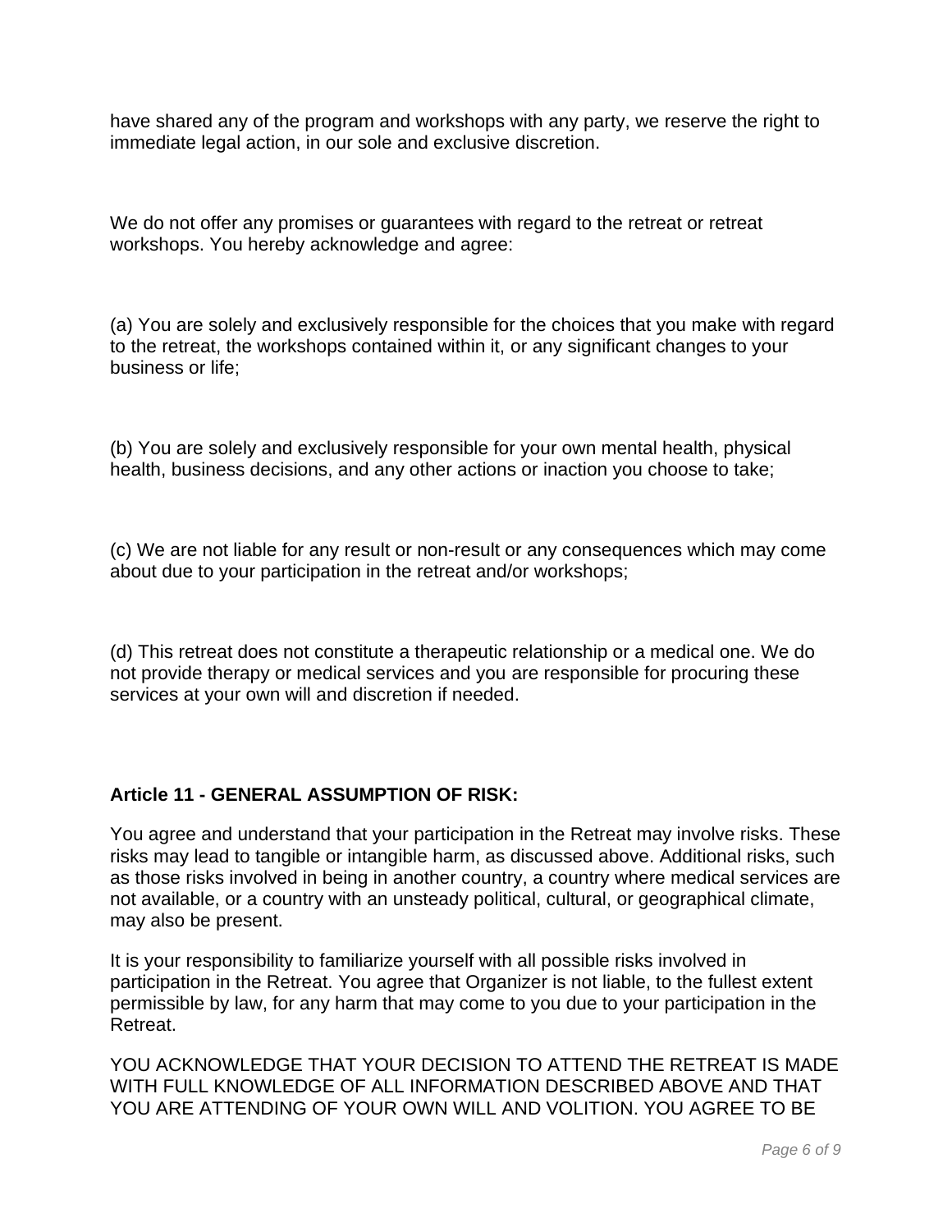have shared any of the program and workshops with any party, we reserve the right to immediate legal action, in our sole and exclusive discretion.

We do not offer any promises or guarantees with regard to the retreat or retreat workshops. You hereby acknowledge and agree:

(a) You are solely and exclusively responsible for the choices that you make with regard to the retreat, the workshops contained within it, or any significant changes to your business or life;

(b) You are solely and exclusively responsible for your own mental health, physical health, business decisions, and any other actions or inaction you choose to take;

(c) We are not liable for any result or non-result or any consequences which may come about due to your participation in the retreat and/or workshops;

(d) This retreat does not constitute a therapeutic relationship or a medical one. We do not provide therapy or medical services and you are responsible for procuring these services at your own will and discretion if needed.

**Article 11 - GENERAL ASSUMPTION OF RISK:**

You agree and understand that your participation in the Retreat may involve risks. These risks may lead to tangible or intangible harm, as discussed above. Additional risks, such as those risks involved in being in another country, a country where medical services are not available, or a country with an unsteady political, cultural, or geographical climate, may also be present.

It is your responsibility to familiarize yourself with all possible risks involved in participation in the Retreat. You agree that Organizer is not liable, to the fullest extent permissible by law, for any harm that may come to you due to your participation in the Retreat.

YOU ACKNOWLEDGE THAT YOUR DECISION TO ATTEND THE RETREAT IS MADE WITH FULL KNOWLEDGE OF ALL INFORMATION DESCRIBED ABOVE AND THAT YOU ARE ATTENDING OF YOUR OWN WILL AND VOLITION. YOU AGREE TO BE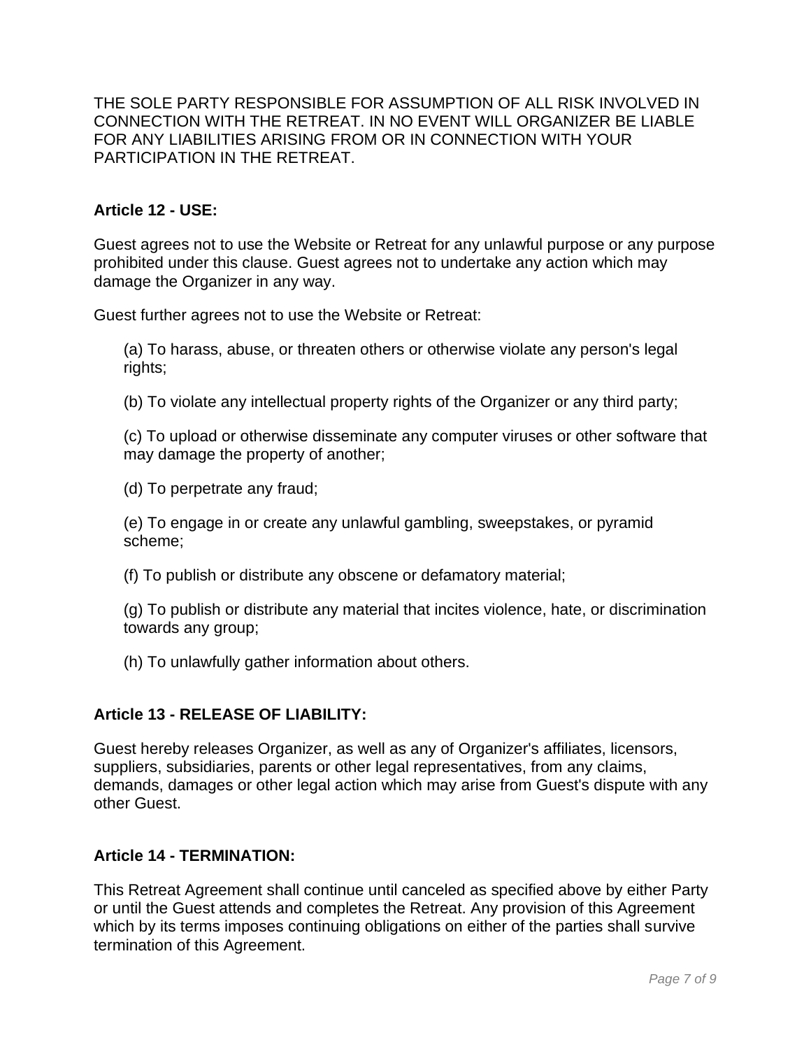THE SOLE PARTY RESPONSIBLE FOR ASSUMPTION OF ALL RISK INVOLVED IN CONNECTION WITH THE RETREAT. IN NO EVENT WILL ORGANIZER BE LIABLE FOR ANY LIABILITIES ARISING FROM OR IN CONNECTION WITH YOUR PARTICIPATION IN THE RETREAT.

**Article 12 - USE:**

Guest agrees not to use the Website or Retreat for any unlawful purpose or any purpose prohibited under this clause. Guest agrees not to undertake any action which may damage the Organizer in any way.

Guest further agrees not to use the Website or Retreat:

(a) To harass, abuse, or threaten others or otherwise violate any person's legal rights;

(b) To violate any intellectual property rights of the Organizer or any third party;

(c) To upload or otherwise disseminate any computer viruses or other software that may damage the property of another;

(d) To perpetrate any fraud;

(e) To engage in or create any unlawful gambling, sweepstakes, or pyramid scheme;

(f) To publish or distribute any obscene or defamatory material;

(g) To publish or distribute any material that incites violence, hate, or discrimination towards any group;

(h) To unlawfully gather information about others.

**Article 13 - RELEASE OF LIABILITY:**

Guest hereby releases Organizer, as well as any of Organizer's affiliates, licensors, suppliers, subsidiaries, parents or other legal representatives, from any claims, demands, damages or other legal action which may arise from Guest's dispute with any other Guest.

**Article 14 - TERMINATION:**

This Retreat Agreement shall continue until canceled as specified above by either Party or until the Guest attends and completes the Retreat. Any provision of this Agreement which by its terms imposes continuing obligations on either of the parties shall survive termination of this Agreement.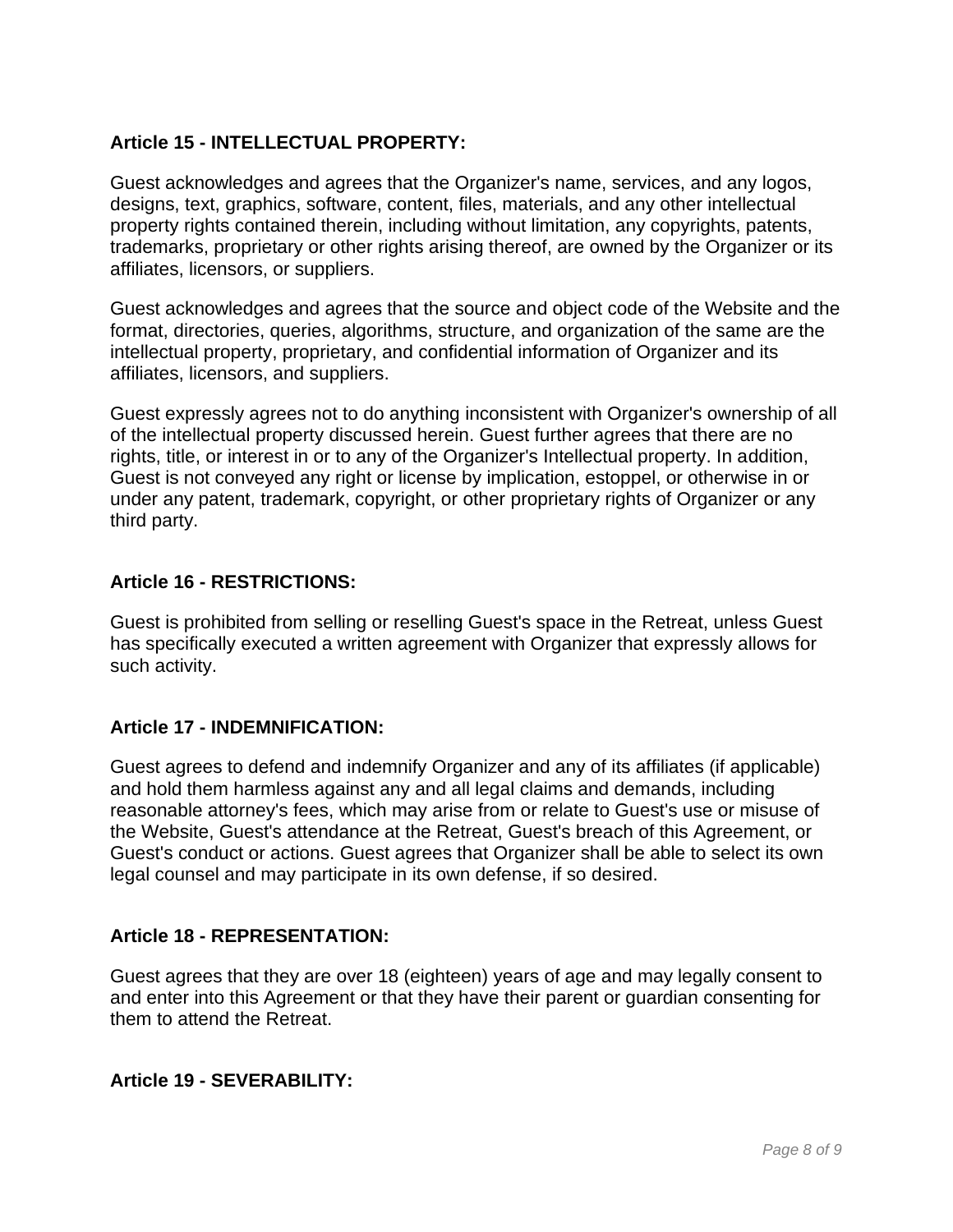### Article 15 - INTELLECTUAL PROPERTY:

Guest acknowledges and agrees that the Organizer's name, services, and any logos, designs, text, graphics, software, content, files, materials, and any other intellectual property rights contained therein, including without limitation, any copyrights, patents, trademarks, proprietary or other rights arising thereof, are owned by the Organizer or its affiliates, licensors, or suppliers.

Guest acknowledges and agrees that the source and object code of the Website and the format, directories, queries, algorithms, structure, and organization of the same are the intellectual property, proprietary, and confidential information of Organizer and its affiliates, licensors, and suppliers.

Guest expressly agrees not to do anything inconsistent with Organizer's ownership of all of the intellectual property discussed herein. Guest further agrees that there are no rights, title, or interest in or to any of the Organizer's Intellectual property. In addition, Guest is not conveyed any right or license by implication, estoppel, or otherwise in or under any patent, trademark, copyright, or other proprietary rights of Organizer or any third party.

### Article 16 - RESTRICTIONS:

Guest is prohibited from selling or reselling Guest's space in the Retreat, unless Guest has specifically executed a written agreement with Organizer that expressly allows for such activity.

### Article 17 - INDEMNIFICATION:

Guest agrees to defend and indemnify Organizer and any of its affiliates (if applicable) and hold them harmless against any and all legal claims and demands, including reasonable attorney's fees, which may arise from or relate to Guest's use or misuse of the Website, Guest's attendance at the Retreat, Guest's breach of this Agreement, or Guest's conduct or actions. Guest agrees that Organizer shall be able to select its own legal counsel and may participate in its own defense, if so desired.

### Article 18 - REPRESENTATION:

Guest agrees that they are over 18 (eighteen) years of age and may legally consent to and enter into this Agreement or that they have their parent or guardian consenting for them to attend the Retreat.

### Article 19 - SEVERABILITY: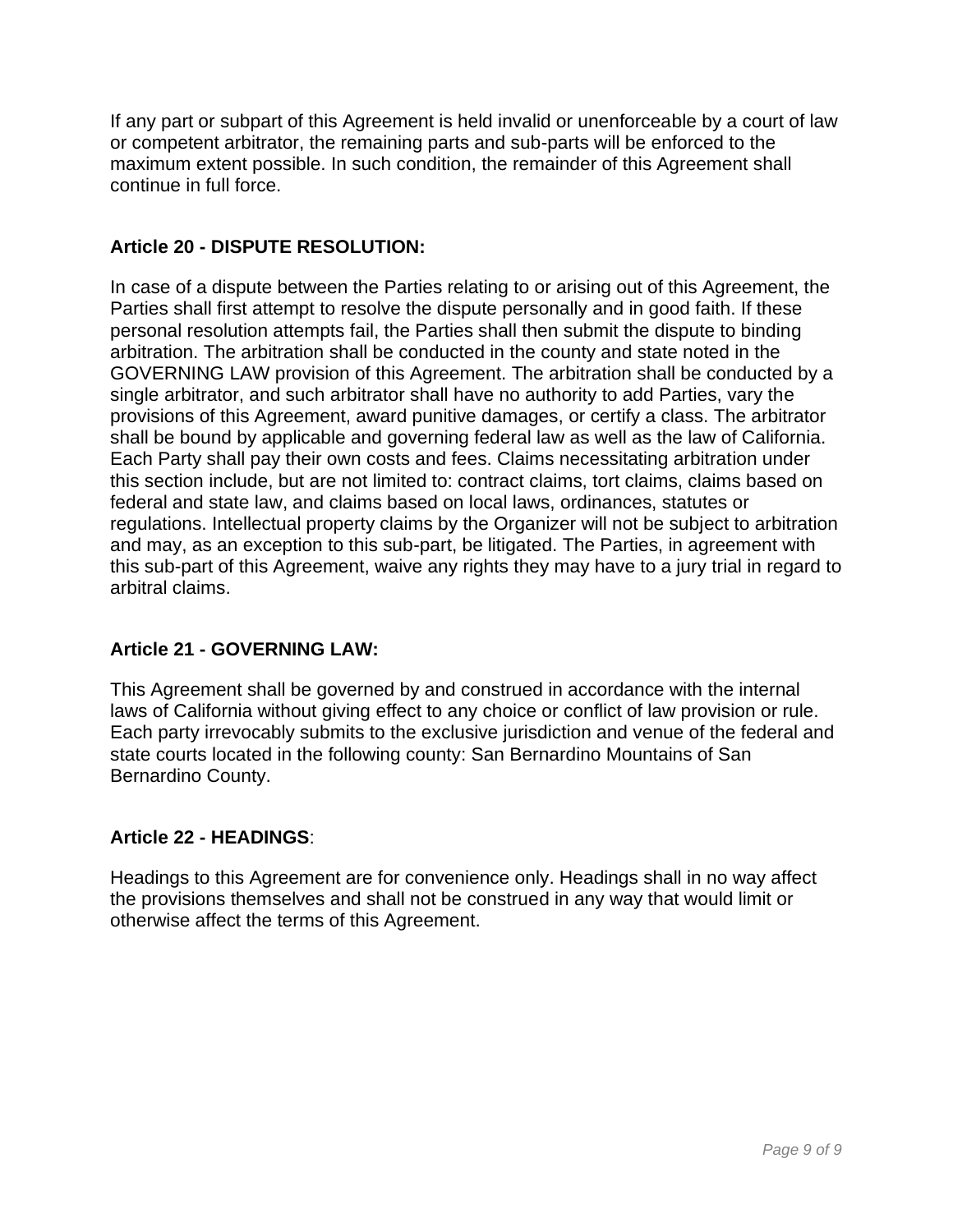If any part or subpart of this Agreement is held invalid or unenforceable by a court of law or competent arbitrator, the remaining parts and sub-parts will be enforced to the maximum extent possible. In such condition, the remainder of this Agreement shall continue in full force.

### Article 20 - DISPUTE RESOLUTION:

In case of a dispute between the Parties relating to or arising out of this Agreement, the Parties shall first attempt to resolve the dispute personally and in good faith. If these personal resolution attempts fail, the Parties shall then submit the dispute to binding arbitration. The arbitration shall be conducted in the county and state noted in the GOVERNING LAW provision of this Agreement. The arbitration shall be conducted by a single arbitrator, and such arbitrator shall have no authority to add Parties, vary the provisions of this Agreement, award punitive damages, or certify a class. The arbitrator shall be bound by applicable and governing federal law as well as the law of California. Each Party shall pay their own costs and fees. Claims necessitating arbitration under this section include, but are not limited to: contract claims, tort claims, claims based on federal and state law, and claims based on local laws, ordinances, statutes or regulations. Intellectual property claims by the Organizer will not be subject to arbitration and may, as an exception to this sub-part, be litigated. The Parties, in agreement with this sub-part of this Agreement, waive any rights they may have to a jury trial in regard to arbitral claims.

### Article 21 - GOVERNING LAW:

This Agreement shall be governed by and construed in accordance with the internal laws of California without giving effect to any choice or conflict of law provision or rule. Each party irrevocably submits to the exclusive jurisdiction and venue of the federal and state courts located in the following county: San Bernardino Mountains of San Bernardino County.

### Article 22 - HEADINGS:

Headings to this Agreement are for convenience only. Headings shall in no way affect the provisions themselves and shall not be construed in any way that would limit or otherwise affect the terms of this Agreement.